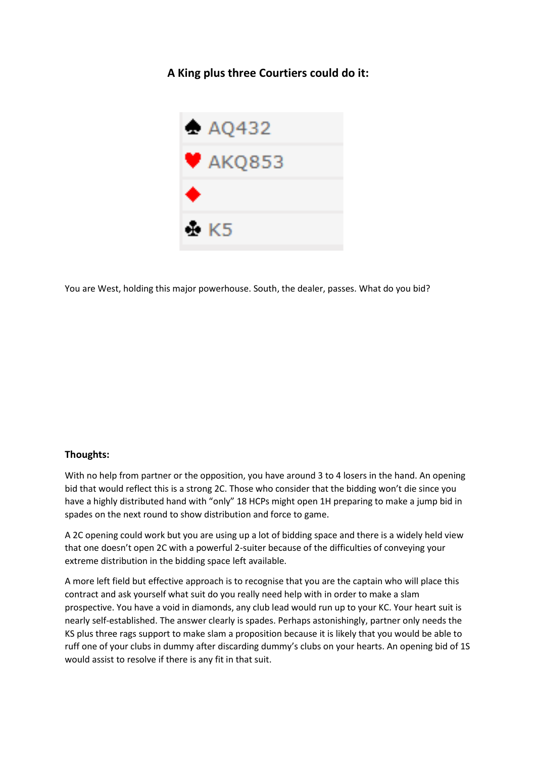# A King plus three Courtiers could do it:

| | |
|---|---|
| ♠ | AQ432 |
| ♥ | AKQ853 |
| ♦ | |
| ♣ | K5 |

You are West, holding this major powerhouse. South, the dealer, passes. What do you bid?

**Thoughts:**

With no help from partner or the opposition, you have around 3 to 4 losers in the hand. An opening bid that would reflect this is a strong 2C. Those who consider that the bidding won't die since you have a highly distributed hand with "only" 18 HCPs might open 1H preparing to make a jump bid in spades on the next round to show distribution and force to game.

A 2C opening could work but you are using up a lot of bidding space and there is a widely held view that one doesn't open 2C with a powerful 2-suiter because of the difficulties of conveying your extreme distribution in the bidding space left available.

A more left field but effective approach is to recognise that you are the captain who will place this contract and ask yourself what suit do you really need help with in order to make a slam prospective. You have a void in diamonds, any club lead would run up to your KC. Your heart suit is nearly self-established. The answer clearly is spades. Perhaps astonishingly, partner only needs the KS plus three rags support to make slam a proposition because it is likely that you would be able to ruff one of your clubs in dummy after discarding dummy's clubs on your hearts. An opening bid of 1S would assist to resolve if there is any fit in that suit.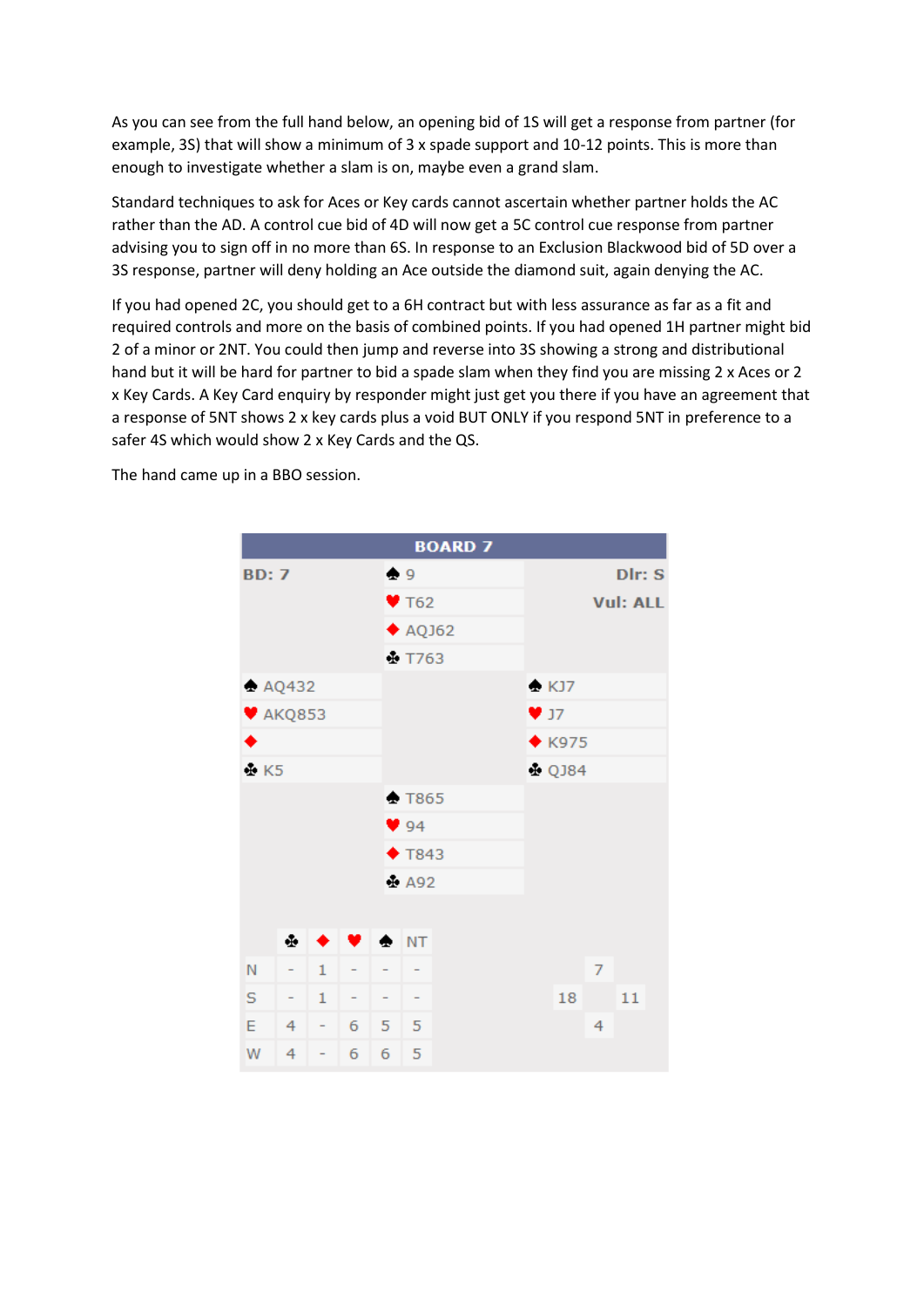As you can see from the full hand below, an opening bid of 1S will get a response from partner (for example, 3S) that will show a minimum of 3 x spade support and 10-12 points. This is more than enough to investigate whether a slam is on, maybe even a grand slam.

Standard techniques to ask for Aces or Key cards cannot ascertain whether partner holds the AC rather than the AD. A control cue bid of 4D will now get a 5C control cue response from partner advising you to sign off in no more than 6S. In response to an Exclusion Blackwood bid of 5D over a 3S response, partner will deny holding an Ace outside the diamond suit, again denying the AC.

If you had opened 2C, you should get to a 6H contract but with less assurance as far as a fit and required controls and more on the basis of combined points. If you had opened 1H partner might bid 2 of a minor or 2NT. You could then jump and reverse into 3S showing a strong and distributional hand but it will be hard for partner to bid a spade slam when they find you are missing 2 x Aces or 2 x Key Cards. A Key Card enquiry by responder might just get you there if you have an agreement that a response of 5NT shows 2 x key cards plus a void BUT ONLY if you respond 5NT in preference to a safer 4S which would show 2 x Key Cards and the QS.

The hand came up in a BBO session.

**BOARD 7**

BD: 7 — Dlr: S — Vul: ALL

| | | |
|---|---|---|
| | ♠ 9<br>♥ T62<br>♦ AQJ62<br>♣ T763 | |
| ♠ AQ432<br>♥ AKQ853<br>♦<br>♣ K5 | | ♠ KJ7<br>♥ J7<br>♦ K975<br>♣ QJ84 |
| | ♠ T865<br>♥ 94<br>♦ T843<br>♣ A92 | |

| | ♣ | ♦ | ♥ | ♠ | NT |
|---|---|---|---|---|---|
| N | - | 1 | - | - | - |
| S | - | 1 | - | - | - |
| E | 4 | - | 6 | 5 | 5 |
| W | 4 | - | 6 | 6 | 5 |

HCP: N 7, W 18, E 11, S 4